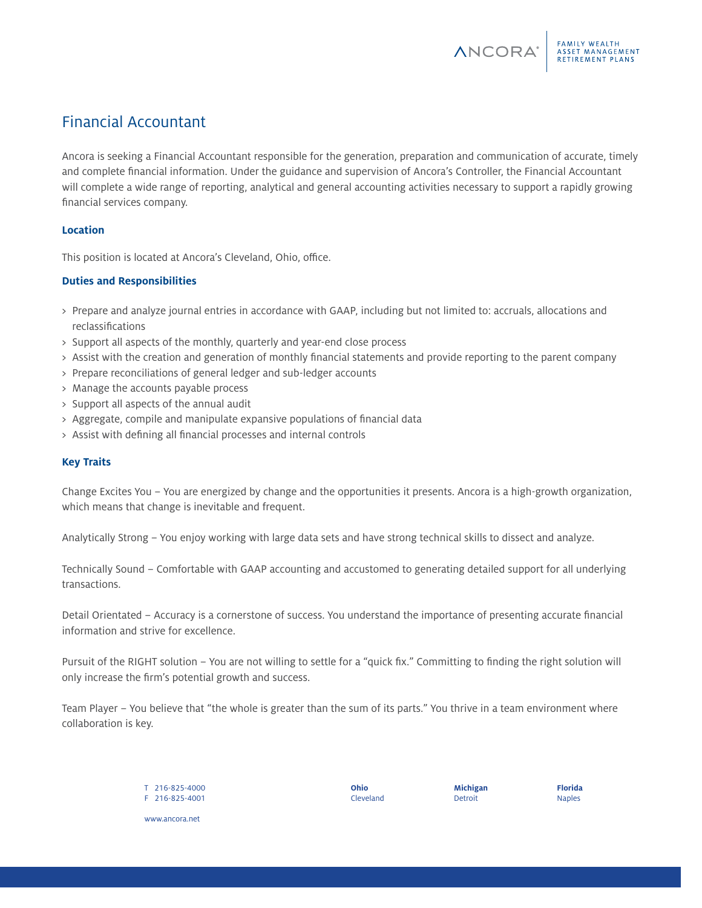# Financial Accountant

Ancora is seeking a Financial Accountant responsible for the generation, preparation and communication of accurate, timely and complete financial information. Under the guidance and supervision of Ancora's Controller, the Financial Accountant will complete a wide range of reporting, analytical and general accounting activities necessary to support a rapidly growing financial services company.

### Location

This position is located at Ancora's Cleveland, Ohio, office.

### Duties and Responsibilities

- Prepare and analyze journal entries in accordance with GAAP, including but not limited to: accruals, allocations and reclassifications
- Support all aspects of the monthly, quarterly and year-end close process
- Assist with the creation and generation of monthly financial statements and provide reporting to the parent company
- Prepare reconciliations of general ledger and sub-ledger accounts
- Manage the accounts payable process
- Support all aspects of the annual audit
- Aggregate, compile and manipulate expansive populations of financial data
- Assist with defining all financial processes and internal controls

### Key Traits

Change Excites You – You are energized by change and the opportunities it presents. Ancora is a high-growth organization, which means that change is inevitable and frequent.

Analytically Strong – You enjoy working with large data sets and have strong technical skills to dissect and analyze.

Technically Sound – Comfortable with GAAP accounting and accustomed to generating detailed support for all underlying transactions.

Detail Orientated – Accuracy is a cornerstone of success. You understand the importance of presenting accurate financial information and strive for excellence.

Pursuit of the RIGHT solution – You are not willing to settle for a "quick fix." Committing to finding the right solution will only increase the firm's potential growth and success.

Team Player – You believe that "the whole is greater than the sum of its parts." You thrive in a team environment where collaboration is key.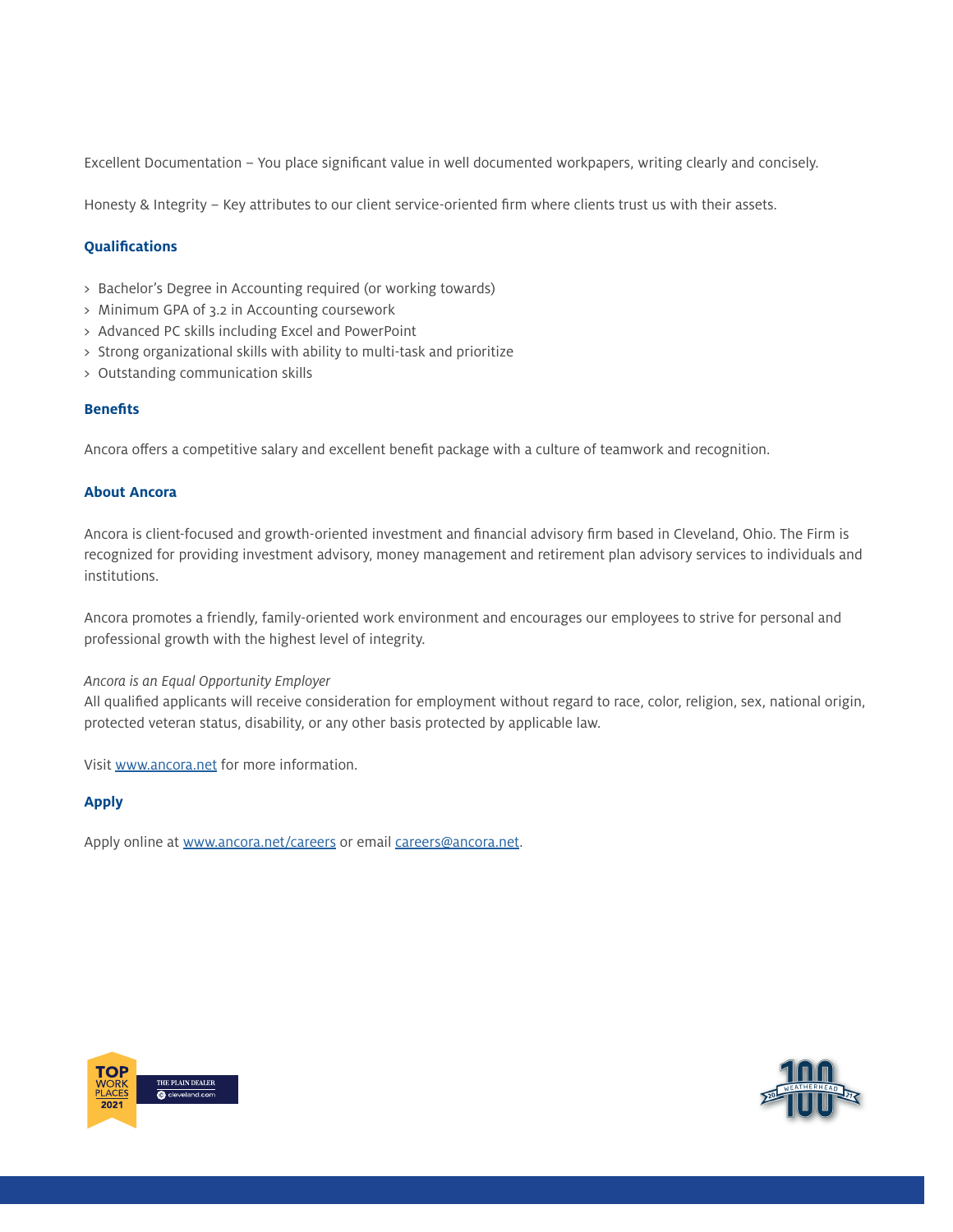Excellent Documentation – You place significant value in well documented workpapers, writing clearly and concisely.

Honesty & Integrity – Key attributes to our client service-oriented firm where clients trust us with their assets.

### Qualifications

- Bachelor's Degree in Accounting required (or working towards)
- Minimum GPA of 3.2 in Accounting coursework
- Advanced PC skills including Excel and PowerPoint
- Strong organizational skills with ability to multi-task and prioritize
- Outstanding communication skills

### Benefits

Ancora offers a competitive salary and excellent benefit package with a culture of teamwork and recognition.

### About Ancora

Ancora is client-focused and growth-oriented investment and financial advisory firm based in Cleveland, Ohio. The Firm is recognized for providing investment advisory, money management and retirement plan advisory services to individuals and institutions.

Ancora promotes a friendly, family-oriented work environment and encourages our employees to strive for personal and professional growth with the highest level of integrity.

*Ancora is an Equal Opportunity Employer*
All qualified applicants will receive consideration for employment without regard to race, color, religion, sex, national origin, protected veteran status, disability, or any other basis protected by applicable law.

Visit [www.ancora.net](http://www.ancora.net) for more information.

### Apply

Apply online at [www.ancora.net/careers](http://www.ancora.net/careers) or email [careers@ancora.net](mailto:careers@ancora.net).